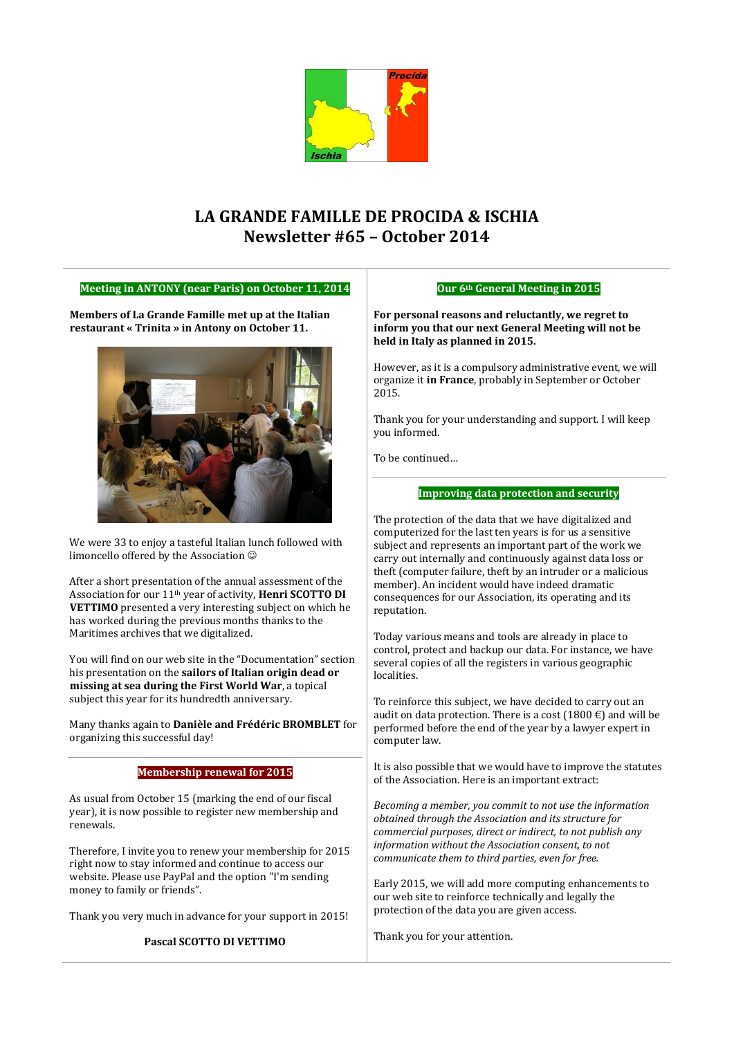# LA GRANDE FAMILLE DE PROCIDA & ISCHIA
# Newsletter #65 – October 2014

## Meeting in ANTONY (near Paris) on October 11, 2014

**Members of La Grande Famille met up at the Italian restaurant « Trinita » in Antony on October 11.**

We were 33 to enjoy a tasteful Italian lunch followed with limoncello offered by the Association ☺

After a short presentation of the annual assessment of the Association for our 11th year of activity, **Henri SCOTTO DI VETTIMO** presented a very interesting subject on which he has worked during the previous months thanks to the Maritimes archives that we digitalized.

You will find on our web site in the "Documentation" section his presentation on the **sailors of Italian origin dead or missing at sea during the First World War**, a topical subject this year for its hundredth anniversary.

Many thanks again to **Danièle and Frédéric BROMBLET** for organizing this successful day!

## Membership renewal for 2015

As usual from October 15 (marking the end of our fiscal year), it is now possible to register new membership and renewals.

Therefore, I invite you to renew your membership for 2015 right now to stay informed and continue to access our website. Please use PayPal and the option "I'm sending money to family or friends".

Thank you very much in advance for your support in 2015!

**Pascal SCOTTO DI VETTIMO**

## Our 6th General Meeting in 2015

**For personal reasons and reluctantly, we regret to inform you that our next General Meeting will not be held in Italy as planned in 2015.**

However, as it is a compulsory administrative event, we will organize it **in France**, probably in September or October 2015.

Thank you for your understanding and support. I will keep you informed.

To be continued…

## Improving data protection and security

The protection of the data that we have digitalized and computerized for the last ten years is for us a sensitive subject and represents an important part of the work we carry out internally and continuously against data loss or theft (computer failure, theft by an intruder or a malicious member). An incident would have indeed dramatic consequences for our Association, its operating and its reputation.

Today various means and tools are already in place to control, protect and backup our data. For instance, we have several copies of all the registers in various geographic localities.

To reinforce this subject, we have decided to carry out an audit on data protection. There is a cost (1800 €) and will be performed before the end of the year by a lawyer expert in computer law.

It is also possible that we would have to improve the statutes of the Association. Here is an important extract:

*Becoming a member, you commit to not use the information obtained through the Association and its structure for commercial purposes, direct or indirect, to not publish any information without the Association consent, to not communicate them to third parties, even for free.*

Early 2015, we will add more computing enhancements to our web site to reinforce technically and legally the protection of the data you are given access.

Thank you for your attention.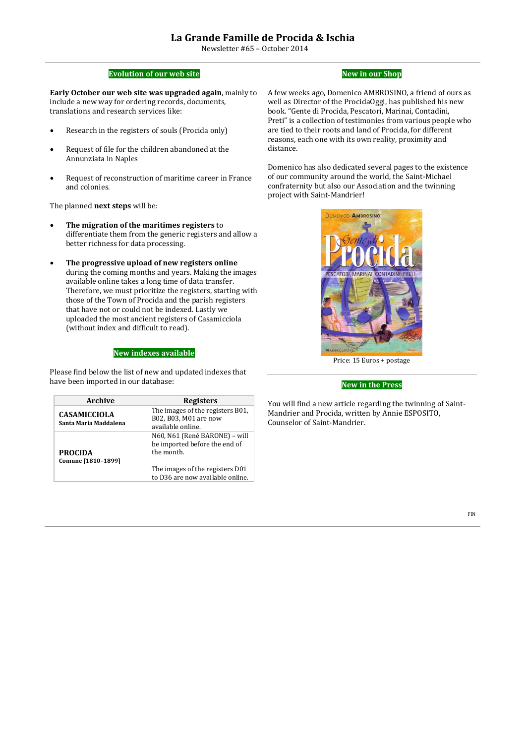# La Grande Famille de Procida & Ischia

Newsletter #65 – October 2014

## Evolution of our web site

**Early October our web site was upgraded again**, mainly to include a new way for ordering records, documents, translations and research services like:

- Research in the registers of souls (Procida only)
- Request of file for the children abandoned at the Annunziata in Naples
- Request of reconstruction of maritime career in France and colonies.

The planned **next steps** will be:

- **The migration of the maritimes registers** to differentiate them from the generic registers and allow a better richness for data processing.
- **The progressive upload of new registers online** during the coming months and years. Making the images available online takes a long time of data transfer. Therefore, we must prioritize the registers, starting with those of the Town of Procida and the parish registers that have not or could not be indexed. Lastly we uploaded the most ancient registers of Casamicciola (without index and difficult to read).

## New indexes available

Please find below the list of new and updated indexes that have been imported in our database:

| Archive | Registers |
|---|---|
| **CASAMICCIOLA** Santa Maria Maddalena | The images of the registers B01, B02, B03, M01 are now available online. |
| **PROCIDA** Comune [1810-1899] | N60, N61 (René BARONE) – will be imported before the end of the month. |
| | The images of the registers D01 to D36 are now available online. |

## New in our Shop

A few weeks ago, Domenico AMBROSINO, a friend of ours as well as Director of the ProcidaOggi, has published his new book. "Gente di Procida, Pescatori, Marinai, Contadini, Preti" is a collection of testimonies from various people who are tied to their roots and land of Procida, for different reasons, each one with its own reality, proximity and distance.

Domenico has also dedicated several pages to the existence of our community around the world, the Saint-Michael confraternity but also our Association and the twinning project with Saint-Mandrier!

Price: 15 Euros + postage

## New in the Press

You will find a new article regarding the twinning of Saint-Mandrier and Procida, written by Annie ESPOSITO, Counselor of Saint-Mandrier.

FIN